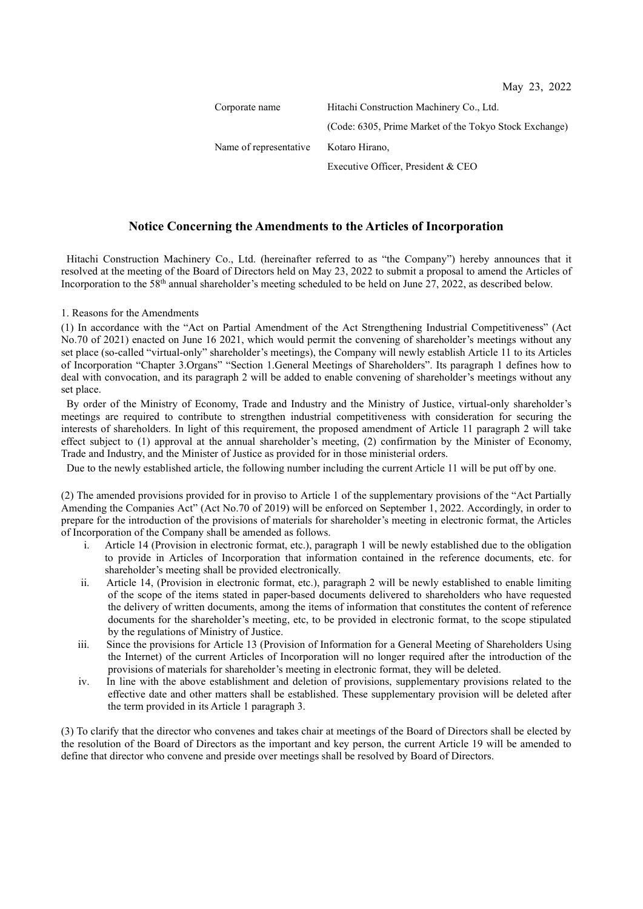May 23, 2022

| | |
|---|---|
| Corporate name | Hitachi Construction Machinery Co., Ltd. |
| | (Code: 6305, Prime Market of the Tokyo Stock Exchange) |
| Name of representative | Kotaro Hirano, |
| | Executive Officer, President & CEO |

# Notice Concerning the Amendments to the Articles of Incorporation

Hitachi Construction Machinery Co., Ltd. (hereinafter referred to as "the Company") hereby announces that it resolved at the meeting of the Board of Directors held on May 23, 2022 to submit a proposal to amend the Articles of Incorporation to the 58th annual shareholder's meeting scheduled to be held on June 27, 2022, as described below.

1. Reasons for the Amendments

(1) In accordance with the "Act on Partial Amendment of the Act Strengthening Industrial Competitiveness" (Act No.70 of 2021) enacted on June 16 2021, which would permit the convening of shareholder's meetings without any set place (so-called "virtual-only" shareholder's meetings), the Company will newly establish Article 11 to its Articles of Incorporation "Chapter 3.Organs" "Section 1.General Meetings of Shareholders". Its paragraph 1 defines how to deal with convocation, and its paragraph 2 will be added to enable convening of shareholder's meetings without any set place.

By order of the Ministry of Economy, Trade and Industry and the Ministry of Justice, virtual-only shareholder's meetings are required to contribute to strengthen industrial competitiveness with consideration for securing the interests of shareholders. In light of this requirement, the proposed amendment of Article 11 paragraph 2 will take effect subject to (1) approval at the annual shareholder's meeting, (2) confirmation by the Minister of Economy, Trade and Industry, and the Minister of Justice as provided for in those ministerial orders.

Due to the newly established article, the following number including the current Article 11 will be put off by one.

(2) The amended provisions provided for in proviso to Article 1 of the supplementary provisions of the "Act Partially Amending the Companies Act" (Act No.70 of 2019) will be enforced on September 1, 2022. Accordingly, in order to prepare for the introduction of the provisions of materials for shareholder's meeting in electronic format, the Articles of Incorporation of the Company shall be amended as follows.

i. Article 14 (Provision in electronic format, etc.), paragraph 1 will be newly established due to the obligation to provide in Articles of Incorporation that information contained in the reference documents, etc. for shareholder's meeting shall be provided electronically.

ii. Article 14, (Provision in electronic format, etc.), paragraph 2 will be newly established to enable limiting of the scope of the items stated in paper-based documents delivered to shareholders who have requested the delivery of written documents, among the items of information that constitutes the content of reference documents for the shareholder's meeting, etc, to be provided in electronic format, to the scope stipulated by the regulations of Ministry of Justice.

iii. Since the provisions for Article 13 (Provision of Information for a General Meeting of Shareholders Using the Internet) of the current Articles of Incorporation will no longer required after the introduction of the provisions of materials for shareholder's meeting in electronic format, they will be deleted.

iv. In line with the above establishment and deletion of provisions, supplementary provisions related to the effective date and other matters shall be established. These supplementary provision will be deleted after the term provided in its Article 1 paragraph 3.

(3) To clarify that the director who convenes and takes chair at meetings of the Board of Directors shall be elected by the resolution of the Board of Directors as the important and key person, the current Article 19 will be amended to define that director who convene and preside over meetings shall be resolved by Board of Directors.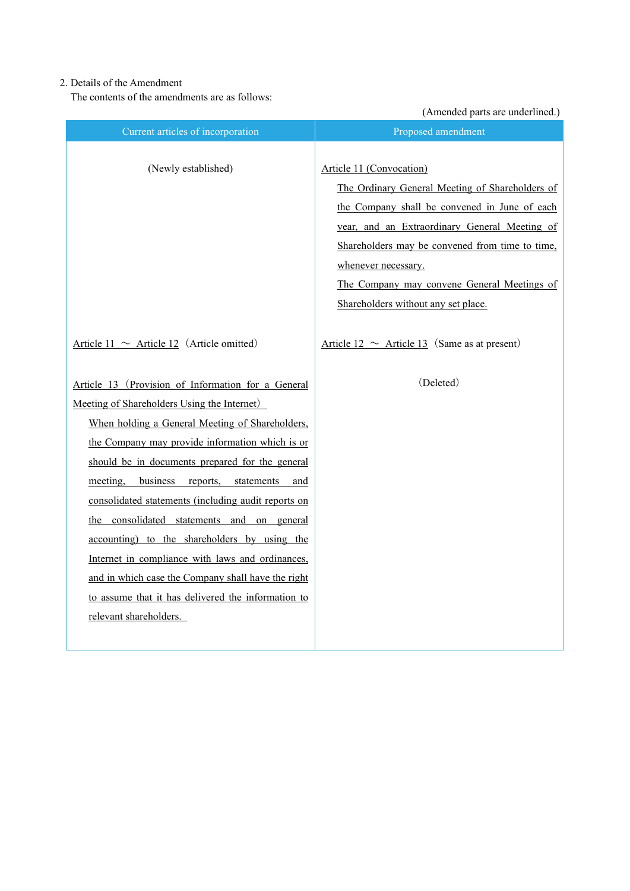2. Details of the Amendment

The contents of the amendments are as follows:

(Amended parts are underlined.)

| Current articles of incorporation | Proposed amendment |
|---|---|
| (Newly established) | Article 11 (Convocation)<br>The Ordinary General Meeting of Shareholders of the Company shall be convened in June of each year, and an Extraordinary General Meeting of Shareholders may be convened from time to time, whenever necessary.<br>The Company may convene General Meetings of Shareholders without any set place. |
| Article 11 ～ Article 12（Article omitted） | Article 12 ～ Article 13（Same as at present） |
| Article 13（Provision of Information for a General Meeting of Shareholders Using the Internet）<br>When holding a General Meeting of Shareholders, the Company may provide information which is or should be in documents prepared for the general meeting, business reports, statements and consolidated statements (including audit reports on the consolidated statements and on general accounting) to the shareholders by using the Internet in compliance with laws and ordinances, and in which case the Company shall have the right to assume that it has delivered the information to relevant shareholders. | （Deleted） |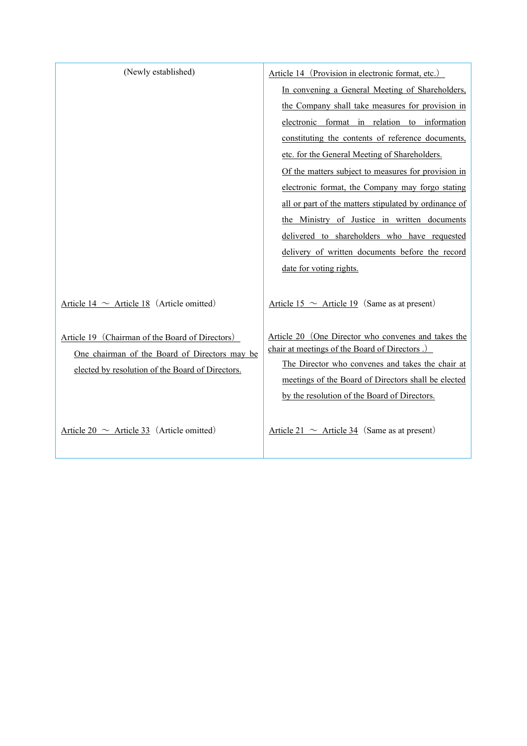| Current | Proposed |
|---|---|
| (Newly established) | Article 14（Provision in electronic format, etc.）<br>In convening a General Meeting of Shareholders, the Company shall take measures for provision in electronic format in relation to information constituting the contents of reference documents, etc. for the General Meeting of Shareholders.<br>Of the matters subject to measures for provision in electronic format, the Company may forgo stating all or part of the matters stipulated by ordinance of the Ministry of Justice in written documents delivered to shareholders who have requested delivery of written documents before the record date for voting rights. |
| Article 14 ～ Article 18（Article omitted） | Article 15 ～ Article 19（Same as at present） |
| Article 19（Chairman of the Board of Directors）<br>One chairman of the Board of Directors may be elected by resolution of the Board of Directors. | Article 20（One Director who convenes and takes the chair at meetings of the Board of Directors .）<br>The Director who convenes and takes the chair at meetings of the Board of Directors shall be elected by the resolution of the Board of Directors. |
| Article 20 ～ Article 33（Article omitted） | Article 21 ～ Article 34（Same as at present） |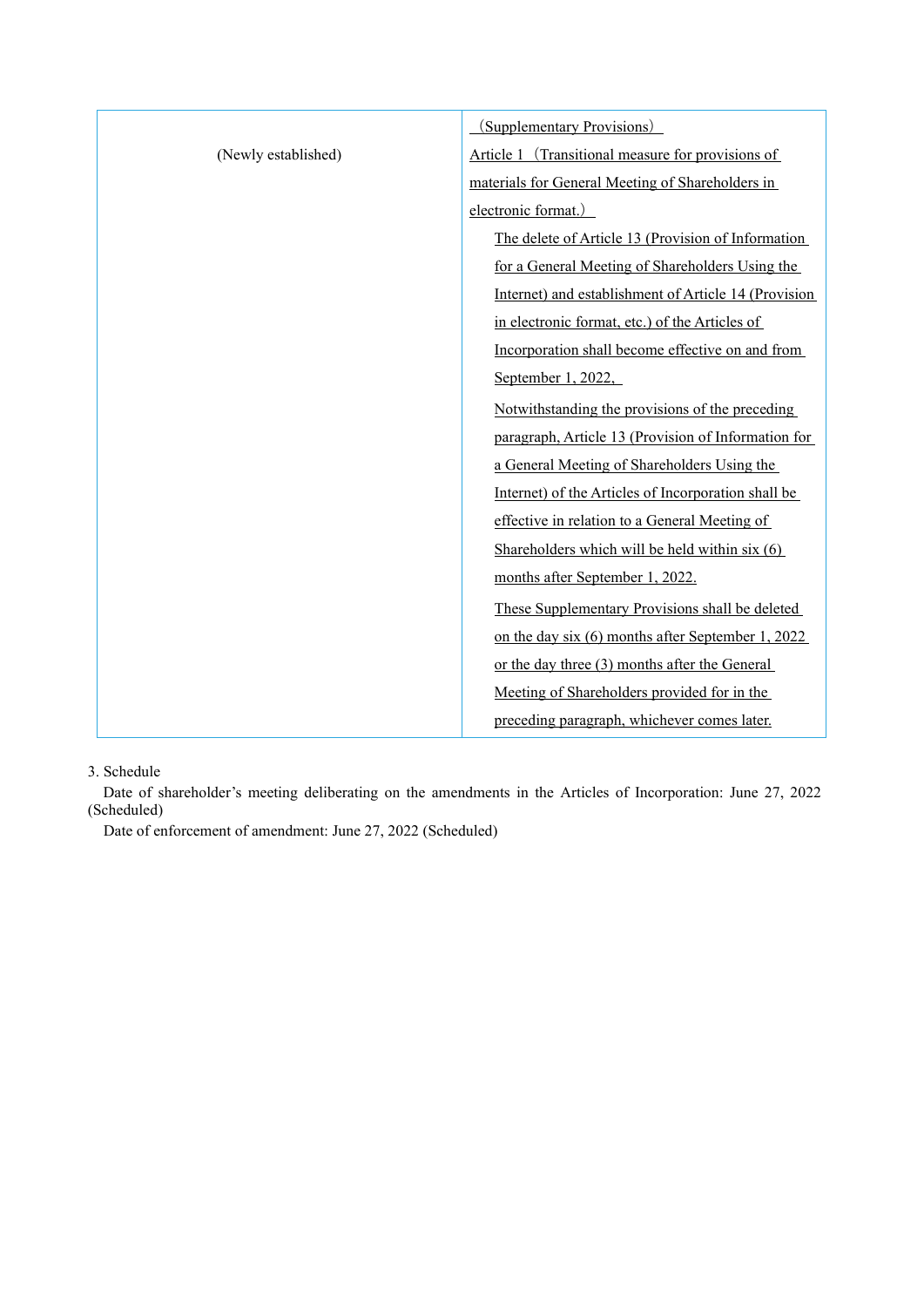| | |
|---|---|
| (Newly established) | (Supplementary Provisions)<br>Article 1 (Transitional measure for provisions of materials for General Meeting of Shareholders in electronic format.)<br>The delete of Article 13 (Provision of Information for a General Meeting of Shareholders Using the Internet) and establishment of Article 14 (Provision in electronic format, etc.) of the Articles of Incorporation shall become effective on and from September 1, 2022,<br>Notwithstanding the provisions of the preceding paragraph, Article 13 (Provision of Information for a General Meeting of Shareholders Using the Internet) of the Articles of Incorporation shall be effective in relation to a General Meeting of Shareholders which will be held within six (6) months after September 1, 2022.<br>These Supplementary Provisions shall be deleted on the day six (6) months after September 1, 2022 or the day three (3) months after the General Meeting of Shareholders provided for in the preceding paragraph, whichever comes later. |

3. Schedule

Date of shareholder's meeting deliberating on the amendments in the Articles of Incorporation: June 27, 2022 (Scheduled)

Date of enforcement of amendment: June 27, 2022 (Scheduled)